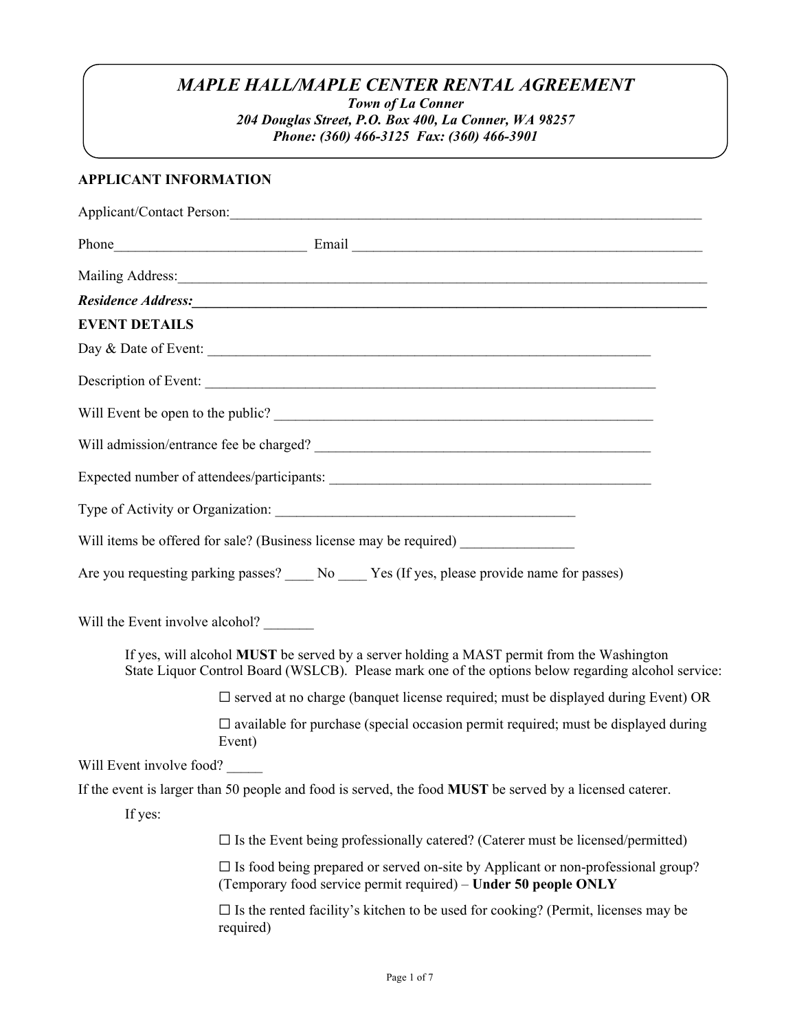# *MAPLE HALL/MAPLE CENTER RENTAL AGREEMENT*

***Town of La Conner***
***204 Douglas Street, P.O. Box 400, La Conner, WA 98257***
***Phone: (360) 466-3125 Fax: (360) 466-3901***

## APPLICANT INFORMATION

Applicant/Contact Person:______________________________________________________________________

Phone___________________________ Email _________________________________________________

Mailing Address:____________________________________________________________________________

***Residence Address:*____________________________________________________________________________**

## EVENT DETAILS

Day & Date of Event: ________________________________________________________________

Description of Event: ________________________________________________________________

Will Event be open to the public? _____________________________________________________

Will admission/entrance fee be charged? ________________________________________________

Expected number of attendees/participants: ______________________________________________

Type of Activity or Organization: ___________________________________________

Will items be offered for sale? (Business license may be required) ________________

Are you requesting parking passes? ____ No ____ Yes (If yes, please provide name for passes)

Will the Event involve alcohol? _______

If yes, will alcohol **MUST** be served by a server holding a MAST permit from the Washington State Liquor Control Board (WSLCB). Please mark one of the options below regarding alcohol service:

☐ served at no charge (banquet license required; must be displayed during Event) OR

☐ available for purchase (special occasion permit required; must be displayed during Event)

Will Event involve food? _____

If the event is larger than 50 people and food is served, the food **MUST** be served by a licensed caterer.

If yes:

☐ Is the Event being professionally catered? (Caterer must be licensed/permitted)

☐ Is food being prepared or served on-site by Applicant or non-professional group? (Temporary food service permit required) – **Under 50 people ONLY**

☐ Is the rented facility's kitchen to be used for cooking? (Permit, licenses may be required)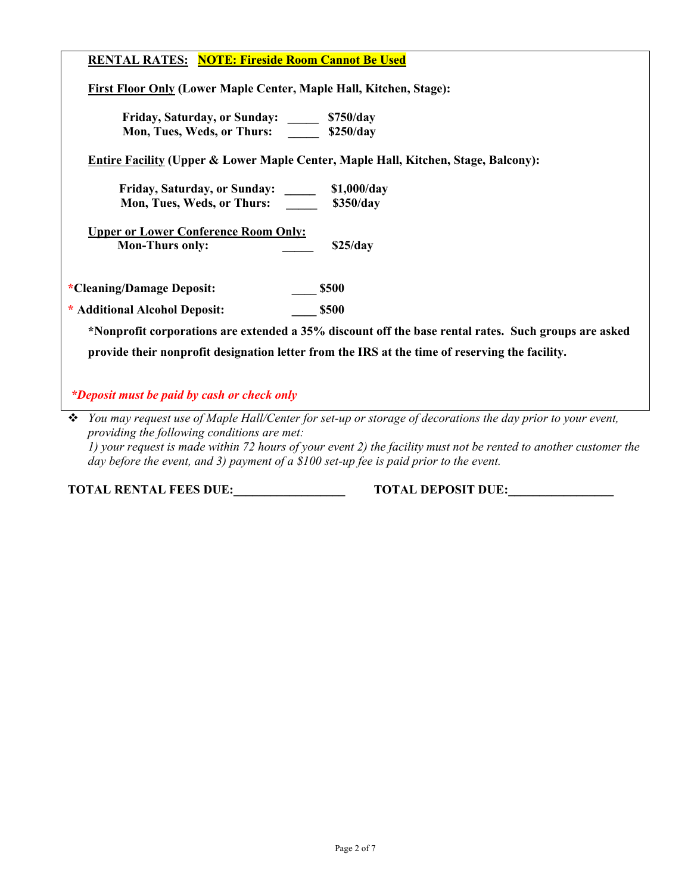**RENTAL RATES:** **NOTE: Fireside Room Cannot Be Used**

**First Floor Only (Lower Maple Center, Maple Hall, Kitchen, Stage):**

**Friday, Saturday, or Sunday: _____ $750/day**
**Mon, Tues, Weds, or Thurs: _____ $250/day**

**Entire Facility (Upper & Lower Maple Center, Maple Hall, Kitchen, Stage, Balcony):**

**Friday, Saturday, or Sunday: _____ $1,000/day**
**Mon, Tues, Weds, or Thurs: _____ $350/day**

**Upper or Lower Conference Room Only:**
**Mon-Thurs only: _____ $25/day**

**\*Cleaning/Damage Deposit: ____ $500**

**\* Additional Alcohol Deposit: ____ $500**

**\*Nonprofit corporations are extended a 35% discount off the base rental rates. Such groups are asked provide their nonprofit designation letter from the IRS at the time of reserving the facility.**

***\*Deposit must be paid by cash or check only***

- *You may request use of Maple Hall/Center for set-up or storage of decorations the day prior to your event, providing the following conditions are met:*
  *1) your request is made within 72 hours of your event 2) the facility must not be rented to another customer the day before the event, and 3) payment of a $100 set-up fee is paid prior to the event.*

**TOTAL RENTAL FEES DUE:__________________** **TOTAL DEPOSIT DUE:_________________**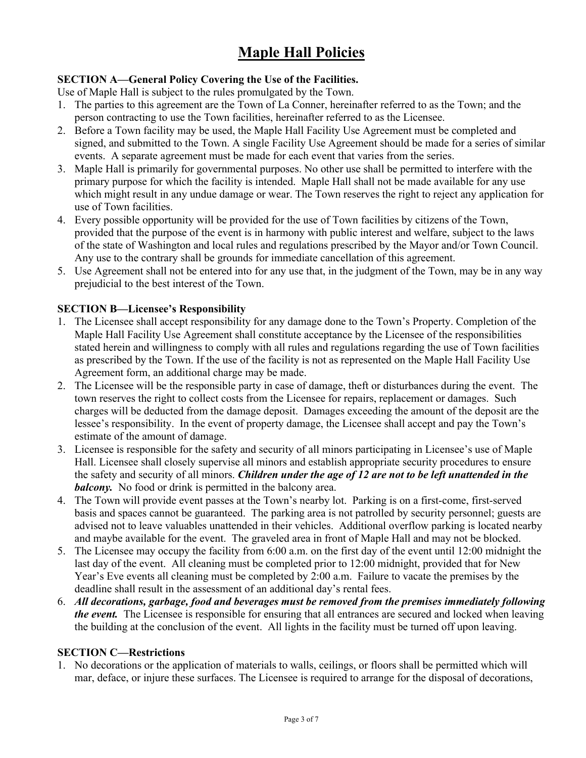# Maple Hall Policies

**SECTION A—General Policy Covering the Use of the Facilities.**

Use of Maple Hall is subject to the rules promulgated by the Town.

1. The parties to this agreement are the Town of La Conner, hereinafter referred to as the Town; and the person contracting to use the Town facilities, hereinafter referred to as the Licensee.
2. Before a Town facility may be used, the Maple Hall Facility Use Agreement must be completed and signed, and submitted to the Town. A single Facility Use Agreement should be made for a series of similar events. A separate agreement must be made for each event that varies from the series.
3. Maple Hall is primarily for governmental purposes. No other use shall be permitted to interfere with the primary purpose for which the facility is intended. Maple Hall shall not be made available for any use which might result in any undue damage or wear. The Town reserves the right to reject any application for use of Town facilities.
4. Every possible opportunity will be provided for the use of Town facilities by citizens of the Town, provided that the purpose of the event is in harmony with public interest and welfare, subject to the laws of the state of Washington and local rules and regulations prescribed by the Mayor and/or Town Council. Any use to the contrary shall be grounds for immediate cancellation of this agreement.
5. Use Agreement shall not be entered into for any use that, in the judgment of the Town, may be in any way prejudicial to the best interest of the Town.

**SECTION B—Licensee's Responsibility**

1. The Licensee shall accept responsibility for any damage done to the Town's Property. Completion of the Maple Hall Facility Use Agreement shall constitute acceptance by the Licensee of the responsibilities stated herein and willingness to comply with all rules and regulations regarding the use of Town facilities as prescribed by the Town. If the use of the facility is not as represented on the Maple Hall Facility Use Agreement form, an additional charge may be made.
2. The Licensee will be the responsible party in case of damage, theft or disturbances during the event. The town reserves the right to collect costs from the Licensee for repairs, replacement or damages. Such charges will be deducted from the damage deposit. Damages exceeding the amount of the deposit are the lessee's responsibility. In the event of property damage, the Licensee shall accept and pay the Town's estimate of the amount of damage.
3. Licensee is responsible for the safety and security of all minors participating in Licensee's use of Maple Hall. Licensee shall closely supervise all minors and establish appropriate security procedures to ensure the safety and security of all minors. ***Children under the age of 12 are not to be left unattended in the balcony.*** No food or drink is permitted in the balcony area.
4. The Town will provide event passes at the Town's nearby lot. Parking is on a first-come, first-served basis and spaces cannot be guaranteed. The parking area is not patrolled by security personnel; guests are advised not to leave valuables unattended in their vehicles. Additional overflow parking is located nearby and maybe available for the event. The graveled area in front of Maple Hall and may not be blocked.
5. The Licensee may occupy the facility from 6:00 a.m. on the first day of the event until 12:00 midnight the last day of the event. All cleaning must be completed prior to 12:00 midnight, provided that for New Year's Eve events all cleaning must be completed by 2:00 a.m. Failure to vacate the premises by the deadline shall result in the assessment of an additional day's rental fees.
6. ***All decorations, garbage, food and beverages must be removed from the premises immediately following the event.*** The Licensee is responsible for ensuring that all entrances are secured and locked when leaving the building at the conclusion of the event. All lights in the facility must be turned off upon leaving.

**SECTION C—Restrictions**

1. No decorations or the application of materials to walls, ceilings, or floors shall be permitted which will mar, deface, or injure these surfaces. The Licensee is required to arrange for the disposal of decorations,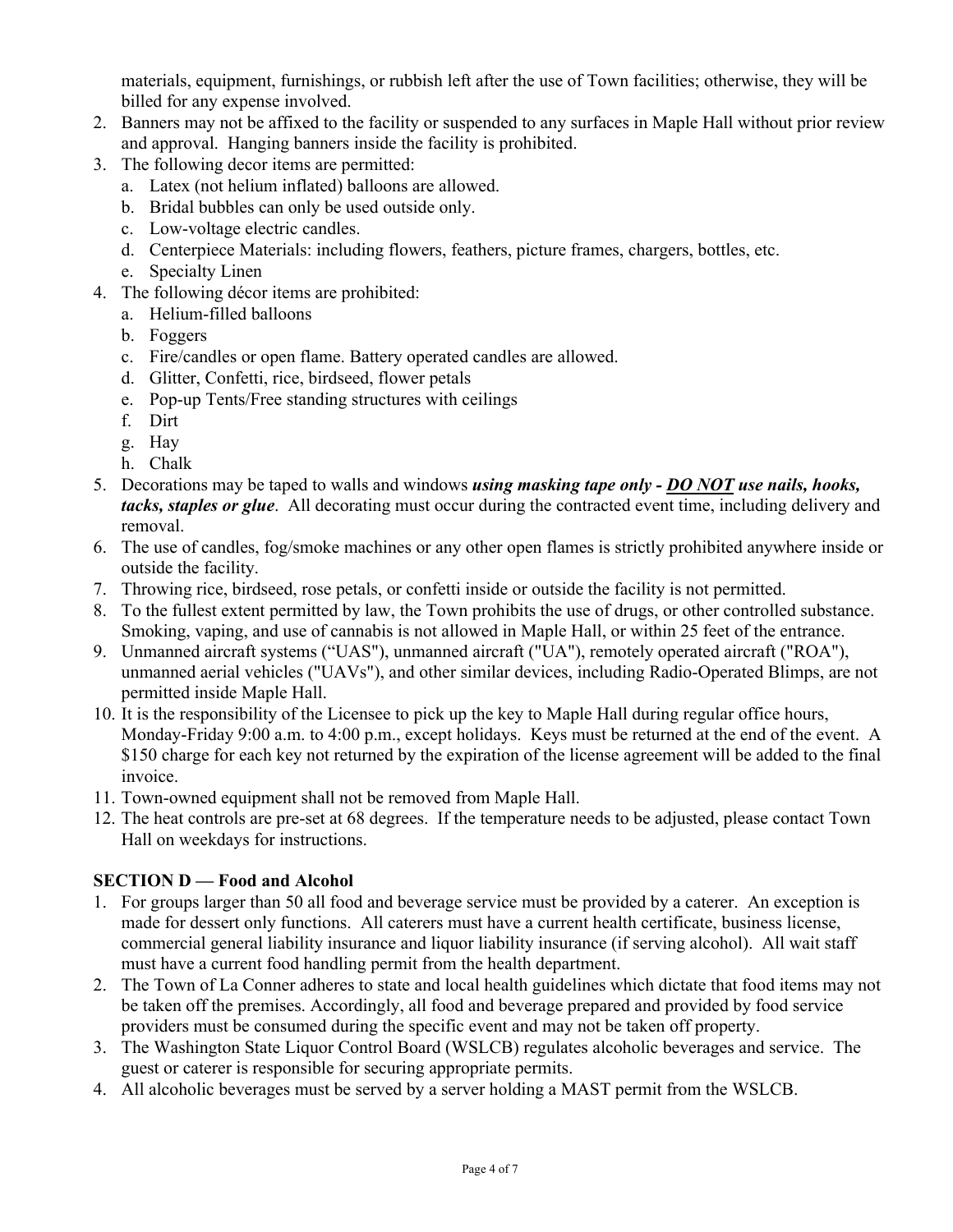materials, equipment, furnishings, or rubbish left after the use of Town facilities; otherwise, they will be billed for any expense involved.

2. Banners may not be affixed to the facility or suspended to any surfaces in Maple Hall without prior review and approval. Hanging banners inside the facility is prohibited.
3. The following decor items are permitted:
   a. Latex (not helium inflated) balloons are allowed.
   b. Bridal bubbles can only be used outside only.
   c. Low-voltage electric candles.
   d. Centerpiece Materials: including flowers, feathers, picture frames, chargers, bottles, etc.
   e. Specialty Linen
4. The following décor items are prohibited:
   a. Helium-filled balloons
   b. Foggers
   c. Fire/candles or open flame. Battery operated candles are allowed.
   d. Glitter, Confetti, rice, birdseed, flower petals
   e. Pop-up Tents/Free standing structures with ceilings
   f. Dirt
   g. Hay
   h. Chalk
5. Decorations may be taped to walls and windows ***using masking tape only - <u>DO NOT</u> use nails, hooks, tacks, staples or glue***. All decorating must occur during the contracted event time, including delivery and removal.
6. The use of candles, fog/smoke machines or any other open flames is strictly prohibited anywhere inside or outside the facility.
7. Throwing rice, birdseed, rose petals, or confetti inside or outside the facility is not permitted.
8. To the fullest extent permitted by law, the Town prohibits the use of drugs, or other controlled substance. Smoking, vaping, and use of cannabis is not allowed in Maple Hall, or within 25 feet of the entrance.
9. Unmanned aircraft systems ("UAS"), unmanned aircraft ("UA"), remotely operated aircraft ("ROA"), unmanned aerial vehicles ("UAVs"), and other similar devices, including Radio-Operated Blimps, are not permitted inside Maple Hall.
10. It is the responsibility of the Licensee to pick up the key to Maple Hall during regular office hours, Monday-Friday 9:00 a.m. to 4:00 p.m., except holidays. Keys must be returned at the end of the event. A $150 charge for each key not returned by the expiration of the license agreement will be added to the final invoice.
11. Town-owned equipment shall not be removed from Maple Hall.
12. The heat controls are pre-set at 68 degrees. If the temperature needs to be adjusted, please contact Town Hall on weekdays for instructions.

**SECTION D — Food and Alcohol**

1. For groups larger than 50 all food and beverage service must be provided by a caterer. An exception is made for dessert only functions. All caterers must have a current health certificate, business license, commercial general liability insurance and liquor liability insurance (if serving alcohol). All wait staff must have a current food handling permit from the health department.
2. The Town of La Conner adheres to state and local health guidelines which dictate that food items may not be taken off the premises. Accordingly, all food and beverage prepared and provided by food service providers must be consumed during the specific event and may not be taken off property.
3. The Washington State Liquor Control Board (WSLCB) regulates alcoholic beverages and service. The guest or caterer is responsible for securing appropriate permits.
4. All alcoholic beverages must be served by a server holding a MAST permit from the WSLCB.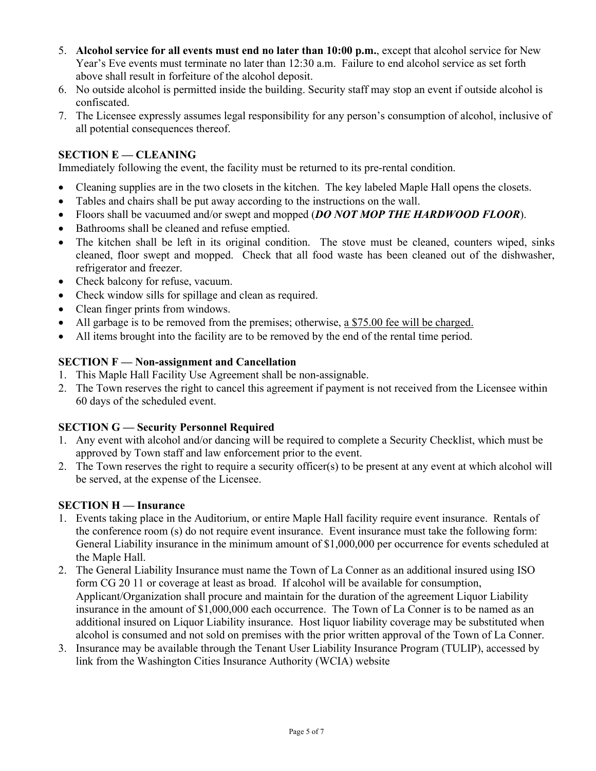5. **Alcohol service for all events must end no later than 10:00 p.m.**, except that alcohol service for New Year's Eve events must terminate no later than 12:30 a.m. Failure to end alcohol service as set forth above shall result in forfeiture of the alcohol deposit.
6. No outside alcohol is permitted inside the building. Security staff may stop an event if outside alcohol is confiscated.
7. The Licensee expressly assumes legal responsibility for any person's consumption of alcohol, inclusive of all potential consequences thereof.

### SECTION E — CLEANING

Immediately following the event, the facility must be returned to its pre-rental condition.

- Cleaning supplies are in the two closets in the kitchen. The key labeled Maple Hall opens the closets.
- Tables and chairs shall be put away according to the instructions on the wall.
- Floors shall be vacuumed and/or swept and mopped (***DO NOT MOP THE HARDWOOD FLOOR***).
- Bathrooms shall be cleaned and refuse emptied.
- The kitchen shall be left in its original condition. The stove must be cleaned, counters wiped, sinks cleaned, floor swept and mopped. Check that all food waste has been cleaned out of the dishwasher, refrigerator and freezer.
- Check balcony for refuse, vacuum.
- Check window sills for spillage and clean as required.
- Clean finger prints from windows.
- All garbage is to be removed from the premises; otherwise, <u>a $75.00 fee will be charged.</u>
- All items brought into the facility are to be removed by the end of the rental time period.

### SECTION F — Non-assignment and Cancellation

1. This Maple Hall Facility Use Agreement shall be non-assignable.
2. The Town reserves the right to cancel this agreement if payment is not received from the Licensee within 60 days of the scheduled event.

### SECTION G — Security Personnel Required

1. Any event with alcohol and/or dancing will be required to complete a Security Checklist, which must be approved by Town staff and law enforcement prior to the event.
2. The Town reserves the right to require a security officer(s) to be present at any event at which alcohol will be served, at the expense of the Licensee.

### SECTION H — Insurance

1. Events taking place in the Auditorium, or entire Maple Hall facility require event insurance. Rentals of the conference room (s) do not require event insurance. Event insurance must take the following form: General Liability insurance in the minimum amount of $1,000,000 per occurrence for events scheduled at the Maple Hall.
2. The General Liability Insurance must name the Town of La Conner as an additional insured using ISO form CG 20 11 or coverage at least as broad. If alcohol will be available for consumption, Applicant/Organization shall procure and maintain for the duration of the agreement Liquor Liability insurance in the amount of $1,000,000 each occurrence. The Town of La Conner is to be named as an additional insured on Liquor Liability insurance. Host liquor liability coverage may be substituted when alcohol is consumed and not sold on premises with the prior written approval of the Town of La Conner.
3. Insurance may be available through the Tenant User Liability Insurance Program (TULIP), accessed by link from the Washington Cities Insurance Authority (WCIA) website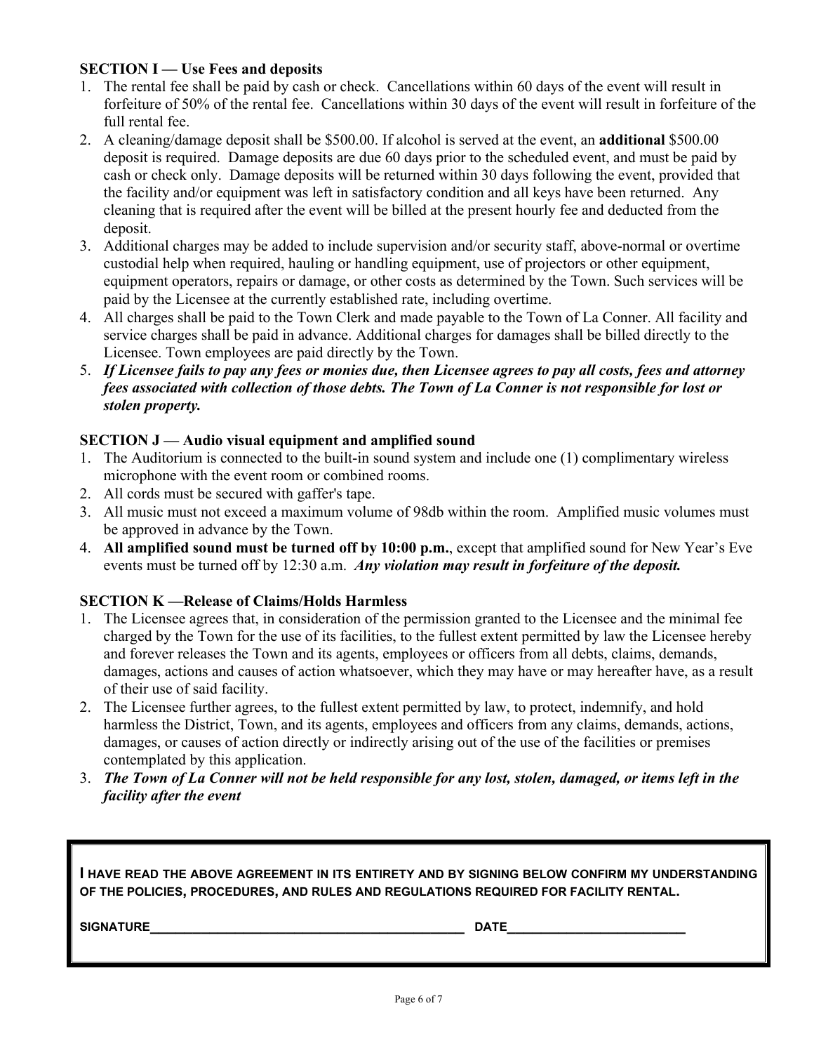### SECTION I — Use Fees and deposits

1. The rental fee shall be paid by cash or check. Cancellations within 60 days of the event will result in forfeiture of 50% of the rental fee. Cancellations within 30 days of the event will result in forfeiture of the full rental fee.
2. A cleaning/damage deposit shall be $500.00. If alcohol is served at the event, an **additional** $500.00 deposit is required. Damage deposits are due 60 days prior to the scheduled event, and must be paid by cash or check only. Damage deposits will be returned within 30 days following the event, provided that the facility and/or equipment was left in satisfactory condition and all keys have been returned. Any cleaning that is required after the event will be billed at the present hourly fee and deducted from the deposit.
3. Additional charges may be added to include supervision and/or security staff, above-normal or overtime custodial help when required, hauling or handling equipment, use of projectors or other equipment, equipment operators, repairs or damage, or other costs as determined by the Town. Such services will be paid by the Licensee at the currently established rate, including overtime.
4. All charges shall be paid to the Town Clerk and made payable to the Town of La Conner. All facility and service charges shall be paid in advance. Additional charges for damages shall be billed directly to the Licensee. Town employees are paid directly by the Town.
5. ***If Licensee fails to pay any fees or monies due, then Licensee agrees to pay all costs, fees and attorney fees associated with collection of those debts. The Town of La Conner is not responsible for lost or stolen property.***

### SECTION J — Audio visual equipment and amplified sound

1. The Auditorium is connected to the built-in sound system and include one (1) complimentary wireless microphone with the event room or combined rooms.
2. All cords must be secured with gaffer's tape.
3. All music must not exceed a maximum volume of 98db within the room. Amplified music volumes must be approved in advance by the Town.
4. **All amplified sound must be turned off by 10:00 p.m.**, except that amplified sound for New Year's Eve events must be turned off by 12:30 a.m. ***Any violation may result in forfeiture of the deposit.***

### SECTION K —Release of Claims/Holds Harmless

1. The Licensee agrees that, in consideration of the permission granted to the Licensee and the minimal fee charged by the Town for the use of its facilities, to the fullest extent permitted by law the Licensee hereby and forever releases the Town and its agents, employees or officers from all debts, claims, demands, damages, actions and causes of action whatsoever, which they may have or may hereafter have, as a result of their use of said facility.
2. The Licensee further agrees, to the fullest extent permitted by law, to protect, indemnify, and hold harmless the District, Town, and its agents, employees and officers from any claims, demands, actions, damages, or causes of action directly or indirectly arising out of the use of the facilities or premises contemplated by this application.
3. ***The Town of La Conner will not be held responsible for any lost, stolen, damaged, or items left in the facility after the event***

**I HAVE READ THE ABOVE AGREEMENT IN ITS ENTIRETY AND BY SIGNING BELOW CONFIRM MY UNDERSTANDING OF THE POLICIES, PROCEDURES, AND RULES AND REGULATIONS REQUIRED FOR FACILITY RENTAL.**

**SIGNATURE**\_\_\_\_\_\_\_\_\_\_\_\_\_\_\_\_\_\_\_\_\_\_\_\_\_\_\_\_\_\_\_\_\_\_\_\_\_\_\_\_ **DATE**\_\_\_\_\_\_\_\_\_\_\_\_\_\_\_\_\_\_\_\_\_\_\_\_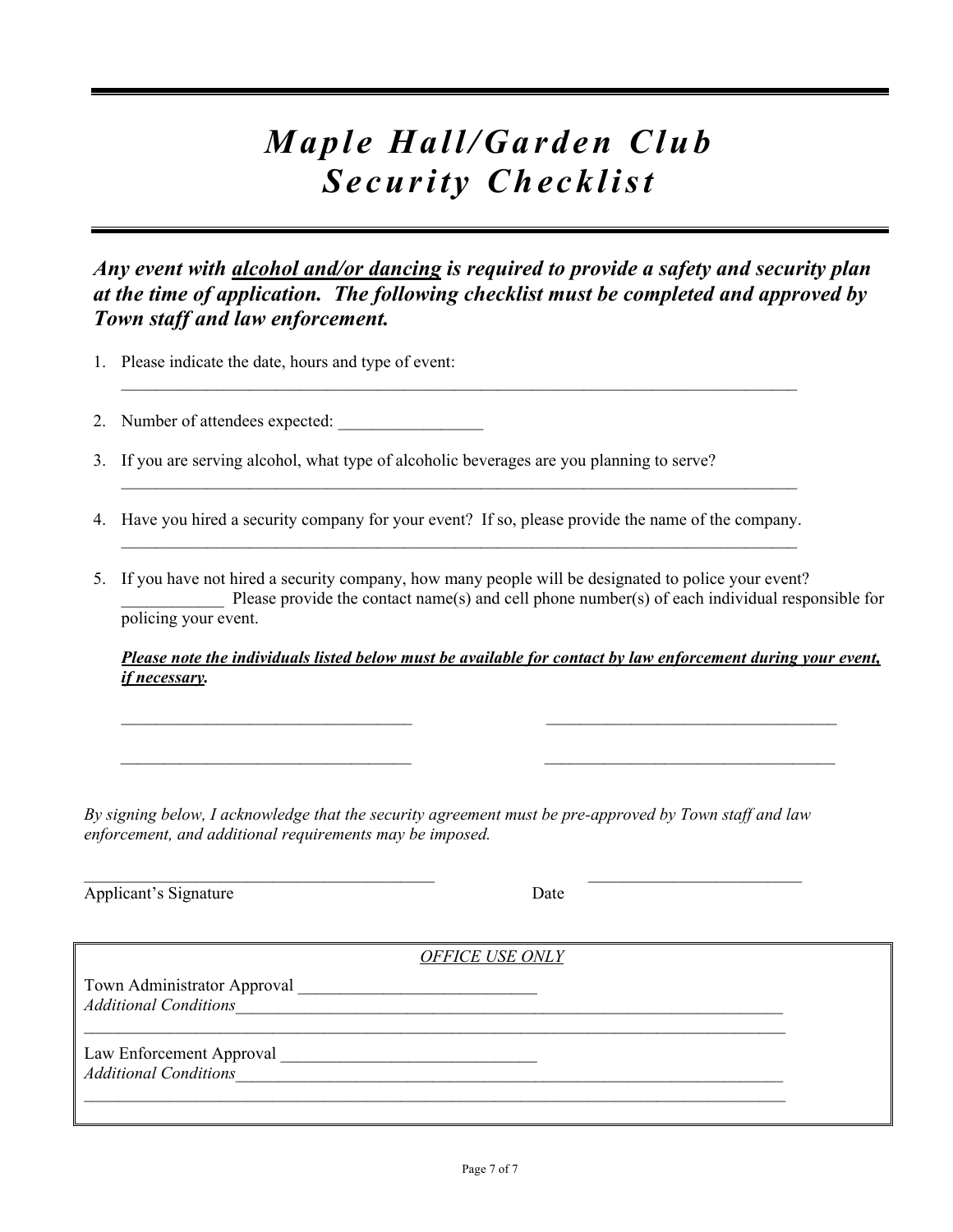# *Maple Hall/Garden Club Security Checklist*

***Any event with <u>alcohol and/or dancing</u> is required to provide a safety and security plan at the time of application. The following checklist must be completed and approved by Town staff and law enforcement.***

1. Please indicate the date, hours and type of event:
   ____________________________________________________________________________________

2. Number of attendees expected: _________________

3. If you are serving alcohol, what type of alcoholic beverages are you planning to serve?
   ____________________________________________________________________________________

4. Have you hired a security company for your event? If so, please provide the name of the company.
   ____________________________________________________________________________________

5. If you have not hired a security company, how many people will be designated to police your event? ____________ Please provide the contact name(s) and cell phone number(s) of each individual responsible for policing your event.

   ***<u>Please note the individuals listed below must be available for contact by law enforcement during your event, if necessary</u>.***

   ____________________________________        ____________________________________

   ____________________________________        ____________________________________

*By signing below, I acknowledge that the security agreement must be pre-approved by Town staff and law enforcement, and additional requirements may be imposed.*

____________________________________________        ___________________________

Applicant's Signature        Date

*<u>OFFICE USE ONLY</u>*

Town Administrator Approval _____________________________

*Additional Conditions*________________________________________________________________

____________________________________________________________________________________

Law Enforcement Approval _______________________________

*Additional Conditions*________________________________________________________________

____________________________________________________________________________________